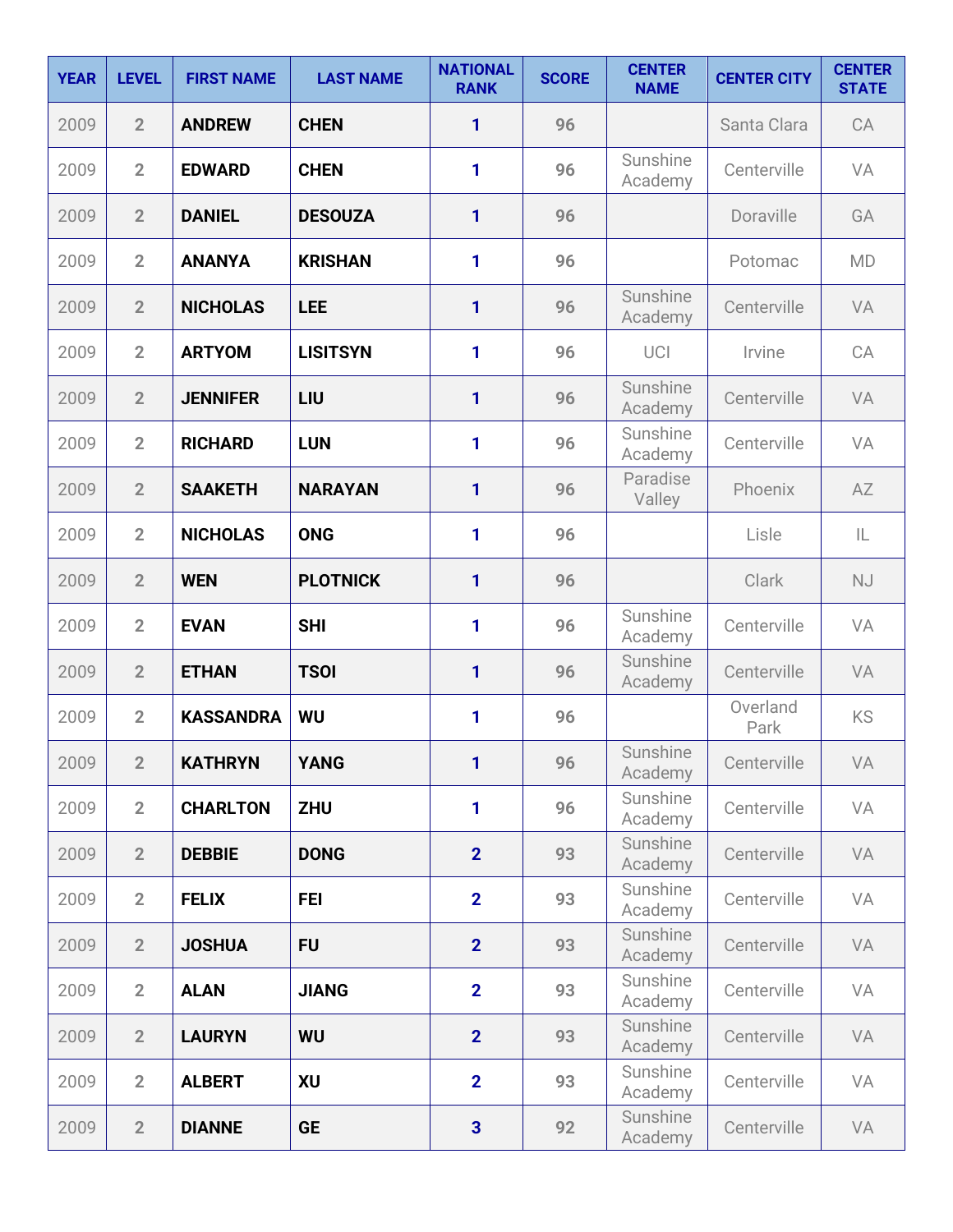| YEAR | LEVEL | FIRST NAME | LAST NAME | NATIONAL RANK | SCORE | CENTER NAME | CENTER CITY | CENTER STATE |
|---|---|---|---|---|---|---|---|---|
| 2009 | 2 | **ANDREW** | **CHEN** | 1 | 96 | | Santa Clara | CA |
| 2009 | 2 | **EDWARD** | **CHEN** | 1 | 96 | Sunshine Academy | Centerville | VA |
| 2009 | 2 | **DANIEL** | **DESOUZA** | 1 | 96 | | Doraville | GA |
| 2009 | 2 | **ANANYA** | **KRISHAN** | 1 | 96 | | Potomac | MD |
| 2009 | 2 | **NICHOLAS** | **LEE** | 1 | 96 | Sunshine Academy | Centerville | VA |
| 2009 | 2 | **ARTYOM** | **LISITSYN** | 1 | 96 | UCI | Irvine | CA |
| 2009 | 2 | **JENNIFER** | **LIU** | 1 | 96 | Sunshine Academy | Centerville | VA |
| 2009 | 2 | **RICHARD** | **LUN** | 1 | 96 | Sunshine Academy | Centerville | VA |
| 2009 | 2 | **SAAKETH** | **NARAYAN** | 1 | 96 | Paradise Valley | Phoenix | AZ |
| 2009 | 2 | **NICHOLAS** | **ONG** | 1 | 96 | | Lisle | IL |
| 2009 | 2 | **WEN** | **PLOTNICK** | 1 | 96 | | Clark | NJ |
| 2009 | 2 | **EVAN** | **SHI** | 1 | 96 | Sunshine Academy | Centerville | VA |
| 2009 | 2 | **ETHAN** | **TSOI** | 1 | 96 | Sunshine Academy | Centerville | VA |
| 2009 | 2 | **KASSANDRA** | **WU** | 1 | 96 | | Overland Park | KS |
| 2009 | 2 | **KATHRYN** | **YANG** | 1 | 96 | Sunshine Academy | Centerville | VA |
| 2009 | 2 | **CHARLTON** | **ZHU** | 1 | 96 | Sunshine Academy | Centerville | VA |
| 2009 | 2 | **DEBBIE** | **DONG** | 2 | 93 | Sunshine Academy | Centerville | VA |
| 2009 | 2 | **FELIX** | **FEI** | 2 | 93 | Sunshine Academy | Centerville | VA |
| 2009 | 2 | **JOSHUA** | **FU** | 2 | 93 | Sunshine Academy | Centerville | VA |
| 2009 | 2 | **ALAN** | **JIANG** | 2 | 93 | Sunshine Academy | Centerville | VA |
| 2009 | 2 | **LAURYN** | **WU** | 2 | 93 | Sunshine Academy | Centerville | VA |
| 2009 | 2 | **ALBERT** | **XU** | 2 | 93 | Sunshine Academy | Centerville | VA |
| 2009 | 2 | **DIANNE** | **GE** | 3 | 92 | Sunshine Academy | Centerville | VA |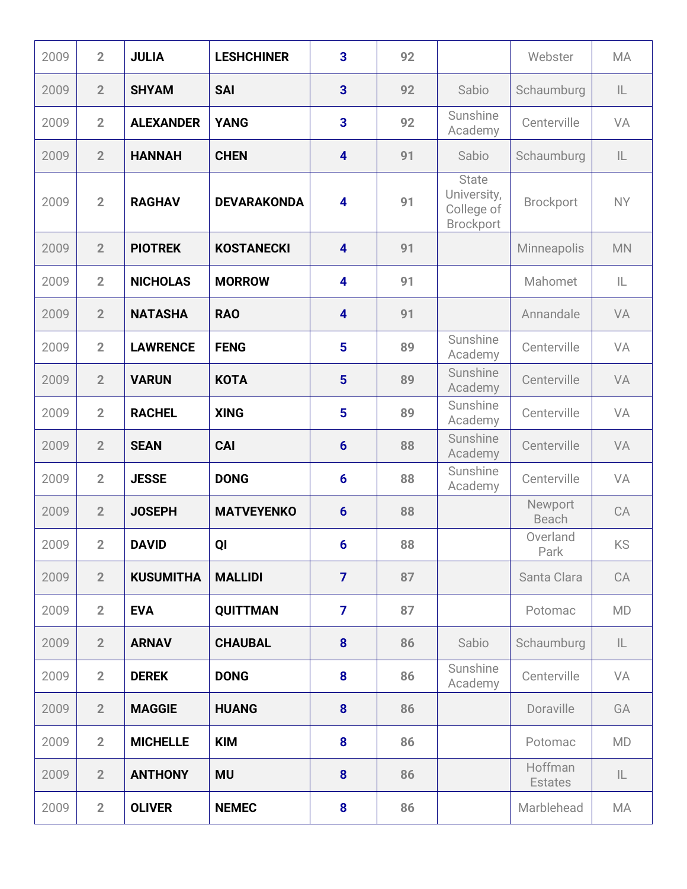| | | | | | | | | |
|---|---|---|---|---|---|---|---|---|
| 2009 | 2 | **JULIA** | **LESHCHINER** | **3** | **92** | | Webster | MA |
| 2009 | 2 | **SHYAM** | **SAI** | **3** | **92** | Sabio | Schaumburg | IL |
| 2009 | 2 | **ALEXANDER** | **YANG** | **3** | **92** | Sunshine Academy | Centerville | VA |
| 2009 | 2 | **HANNAH** | **CHEN** | **4** | **91** | Sabio | Schaumburg | IL |
| 2009 | 2 | **RAGHAV** | **DEVARAKONDA** | **4** | **91** | State University, College of Brockport | Brockport | NY |
| 2009 | 2 | **PIOTREK** | **KOSTANECKI** | **4** | **91** | | Minneapolis | MN |
| 2009 | 2 | **NICHOLAS** | **MORROW** | **4** | **91** | | Mahomet | IL |
| 2009 | 2 | **NATASHA** | **RAO** | **4** | **91** | | Annandale | VA |
| 2009 | 2 | **LAWRENCE** | **FENG** | **5** | **89** | Sunshine Academy | Centerville | VA |
| 2009 | 2 | **VARUN** | **KOTA** | **5** | **89** | Sunshine Academy | Centerville | VA |
| 2009 | 2 | **RACHEL** | **XING** | **5** | **89** | Sunshine Academy | Centerville | VA |
| 2009 | 2 | **SEAN** | **CAI** | **6** | **88** | Sunshine Academy | Centerville | VA |
| 2009 | 2 | **JESSE** | **DONG** | **6** | **88** | Sunshine Academy | Centerville | VA |
| 2009 | 2 | **JOSEPH** | **MATVEYENKO** | **6** | **88** | | Newport Beach | CA |
| 2009 | 2 | **DAVID** | **QI** | **6** | **88** | | Overland Park | KS |
| 2009 | 2 | **KUSUMITHA** | **MALLIDI** | **7** | **87** | | Santa Clara | CA |
| 2009 | 2 | **EVA** | **QUITTMAN** | **7** | **87** | | Potomac | MD |
| 2009 | 2 | **ARNAV** | **CHAUBAL** | **8** | **86** | Sabio | Schaumburg | IL |
| 2009 | 2 | **DEREK** | **DONG** | **8** | **86** | Sunshine Academy | Centerville | VA |
| 2009 | 2 | **MAGGIE** | **HUANG** | **8** | **86** | | Doraville | GA |
| 2009 | 2 | **MICHELLE** | **KIM** | **8** | **86** | | Potomac | MD |
| 2009 | 2 | **ANTHONY** | **MU** | **8** | **86** | | Hoffman Estates | IL |
| 2009 | 2 | **OLIVER** | **NEMEC** | **8** | **86** | | Marblehead | MA |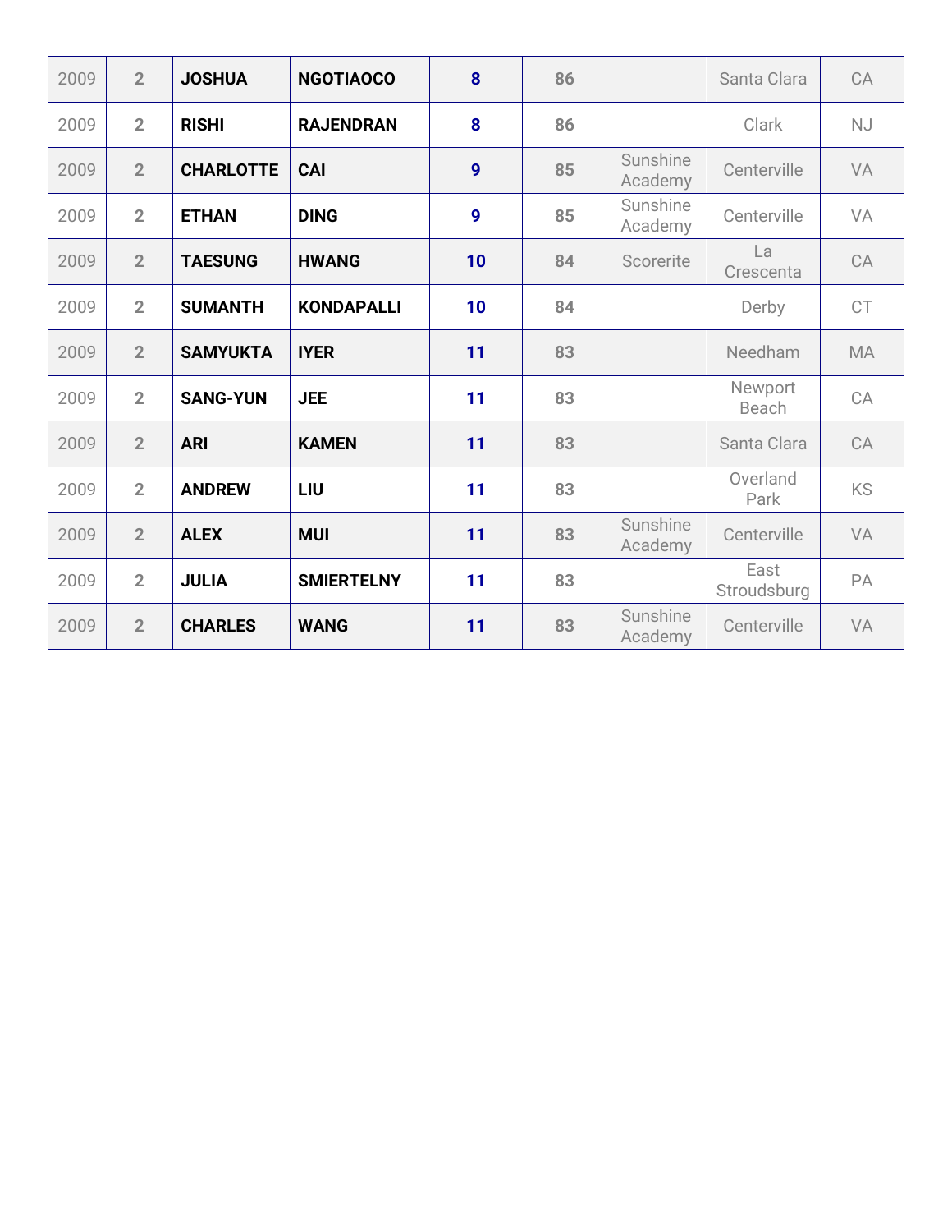| | | | | | | | | |
|---|---|---|---|---|---|---|---|---|
| 2009 | 2 | **JOSHUA** | **NGOTIAOCO** | **8** | **86** | | Santa Clara | CA |
| 2009 | 2 | **RISHI** | **RAJENDRAN** | **8** | **86** | | Clark | NJ |
| 2009 | 2 | **CHARLOTTE** | **CAI** | **9** | **85** | Sunshine Academy | Centerville | VA |
| 2009 | 2 | **ETHAN** | **DING** | **9** | **85** | Sunshine Academy | Centerville | VA |
| 2009 | 2 | **TAESUNG** | **HWANG** | **10** | **84** | Scorerite | La Crescenta | CA |
| 2009 | 2 | **SUMANTH** | **KONDAPALLI** | **10** | **84** | | Derby | CT |
| 2009 | 2 | **SAMYUKTA** | **IYER** | **11** | **83** | | Needham | MA |
| 2009 | 2 | **SANG-YUN** | **JEE** | **11** | **83** | | Newport Beach | CA |
| 2009 | 2 | **ARI** | **KAMEN** | **11** | **83** | | Santa Clara | CA |
| 2009 | 2 | **ANDREW** | **LIU** | **11** | **83** | | Overland Park | KS |
| 2009 | 2 | **ALEX** | **MUI** | **11** | **83** | Sunshine Academy | Centerville | VA |
| 2009 | 2 | **JULIA** | **SMIERTELNY** | **11** | **83** | | East Stroudsburg | PA |
| 2009 | 2 | **CHARLES** | **WANG** | **11** | **83** | Sunshine Academy | Centerville | VA |